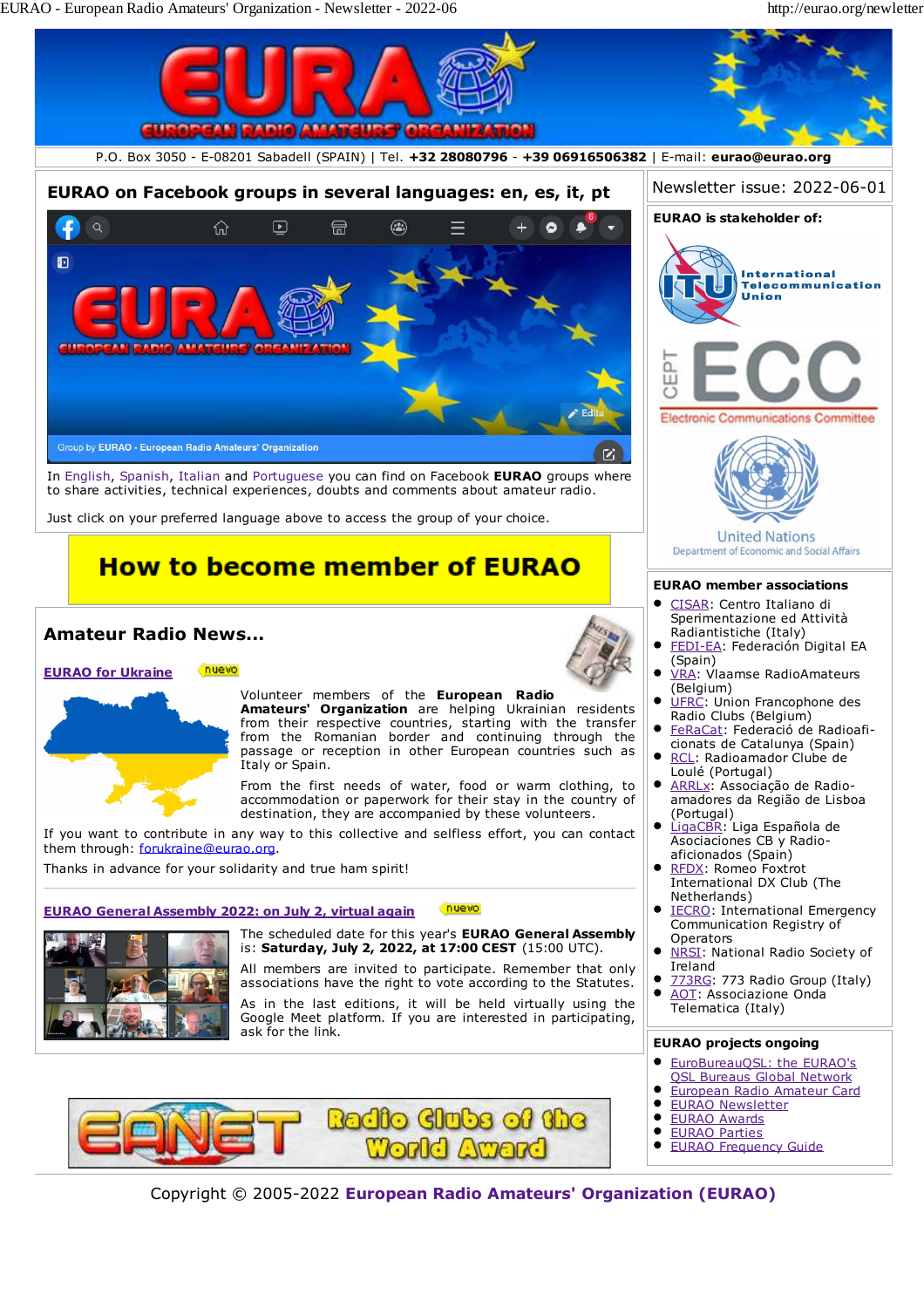P.O. Box 3050 - E-08201 Sabadell (SPAIN) | Tel. **+32 28080796** - **+39 06916506382** | E-mail: **eurao@eurao.org**

## EURAO on Facebook groups in several languages: en, es, it, pt

In English, Spanish, Italian and Portuguese you can find on Facebook **EURAO** groups where to share activities, technical experiences, doubts and comments about amateur radio.

Just click on your preferred language above to access the group of your choice.

**How to become member of EURAO**

## Amateur Radio News...

### EURAO for Ukraine

nuevo

Volunteer members of the **European Radio Amateurs' Organization** are helping Ukrainian residents from their respective countries, starting with the transfer from the Romanian border and continuing through the passage or reception in other European countries such as Italy or Spain.

From the first needs of water, food or warm clothing, to accommodation or paperwork for their stay in the country of destination, they are accompanied by these volunteers.

If you want to contribute in any way to this collective and selfless effort, you can contact them through: forukraine@eurao.org.

Thanks in advance for your solidarity and true ham spirit!

### EURAO General Assembly 2022: on July 2, virtual again

nuevo

The scheduled date for this year's **EURAO General Assembly** is: **Saturday, July 2, 2022, at 17:00 CEST** (15:00 UTC).

All members are invited to participate. Remember that only associations have the right to vote according to the Statutes.

As in the last editions, it will be held virtually using the Google Meet platform. If you are interested in participating, ask for the link.

EANET Radio Clubs of the World Award

Newsletter issue: 2022-06-01

**EURAO is stakeholder of:**

International Telecommunication Union

CEPT ECC Electronic Communications Committee

United Nations Department of Economic and Social Affairs

**EURAO member associations**

- CISAR: Centro Italiano di Sperimentazione ed Attività Radiantistiche (Italy)
- FEDI-EA: Federación Digital EA (Spain)
- VRA: Vlaamse RadioAmateurs (Belgium)
- UFRC: Union Francophone des Radio Clubs (Belgium)
- FeRaCat: Federació de Radioafi-cionats de Catalunya (Spain)
- RCL: Radioamador Clube de Loulé (Portugal)
- ARRLx: Associação de Radio-amadores da Região de Lisboa (Portugal)
- LigaCBR: Liga Española de Asociaciones CB y Radio-aficionados (Spain)
- RFDX: Romeo Foxtrot International DX Club (The Netherlands)
- IECRO: International Emergency Communication Registry of Operators
- NRSI: National Radio Society of Ireland
- 773RG: 773 Radio Group (Italy)
- AOT: Associazione Onda Telematica (Italy)

**EURAO projects ongoing**

- EuroBureauQSL: the EURAO's QSL Bureaus Global Network
- European Radio Amateur Card
- EURAO Newsletter
- EURAO Awards
- EURAO Parties
- EURAO Frequency Guide

Copyright © 2005-2022 **European Radio Amateurs' Organization (EURAO)**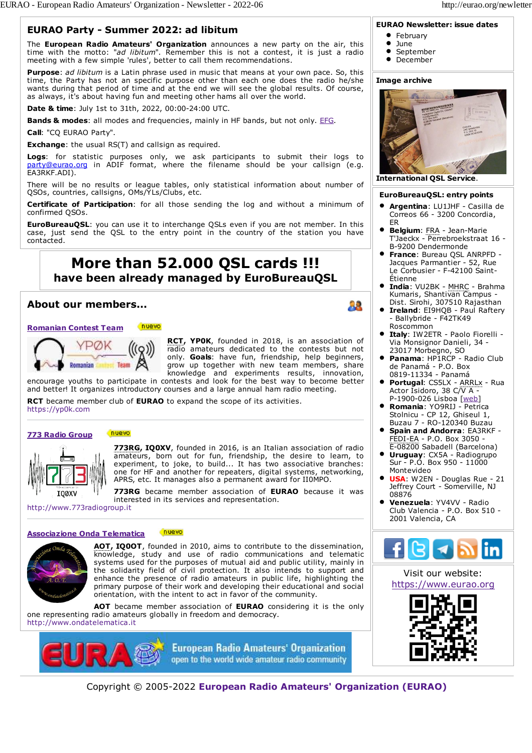## EURAO Party - Summer 2022: ad libitum

The **European Radio Amateurs' Organization** announces a new party on the air, this time with the motto: "*ad libitum*". Remember this is not a contest, it is just a radio meeting with a few simple 'rules', better to call them recommendations.

**Purpose**: *ad libitum* is a Latin phrase used in music that means at your own pace. So, this time, the Party has not an specific purpose other than each one does the radio he/she wants during that period of time and at the end we will see the global results. Of course, as always, it's about having fun and meeting other hams all over the world.

**Date & time**: July 1st to 31th, 2022, 00:00-24:00 UTC.

**Bands & modes**: all modes and frequencies, mainly in HF bands, but not only. EFG.

**Call**: "CQ EURAO Party".

**Exchange**: the usual RS(T) and callsign as required.

**Logs**: for statistic purposes only, we ask participants to submit their logs to party@eurao.org in ADIF format, where the filename should be your callsign (e.g. EA3RKF.ADI).

There will be no results or league tables, only statistical information about number of QSOs, countries, callsigns, OMs/YLs/Clubs, etc.

**Certificate of Participation**: for all those sending the log and without a minimum of confirmed QSOs.

**EuroBureauQSL**: you can use it to interchange QSLs even if you are not member. In this case, just send the QSL to the entry point in the country of the station you have contacted.

# More than 52.000 QSL cards !!!
## have been already managed by EuroBureauQSL

## About our members...

### Romanian Contest Team
nuevo

**RCT, YPØK**, founded in 2018, is an association of radio amateurs dedicated to the contests but not only. **Goals**: have fun, friendship, help beginners, grow up together with new team members, share knowledge and experiments results, innovation, encourage youths to participate in contests and look for the best way to become better and better! It organizes introductory courses and a large annual ham radio meeting.

**RCT** became member club of **EURAO** to expand the scope of its activities.
https://yp0k.com

### 773 Radio Group
nuevo

**773RG, IQ0XV**, founded in 2016, is an Italian association of radio amateurs, born out for fun, friendship, the desire to learn, to experiment, to joke, to build... It has two associative branches: one for HF and another for repeaters, digital systems, networking, APRS, etc. It manages also a permanent award for II0MPO.

**773RG** became member association of **EURAO** because it was interested in its services and representation.
http://www.773radiogroup.it

### Associazione Onda Telematica
nuevo

**AOT, IQ0OT**, founded in 2010, aims to contribute to the dissemination, knowledge, study and use of radio communications and telematic systems used for the purposes of mutual aid and public utility, mainly in the solidarity field of civil protection. It also intends to support and enhance the presence of radio amateurs in public life, highlighting the primary purpose of their work and developing their educational and social orientation, with the intent to act in favor of the community.

**AOT** became member association of **EURAO** considering it is the only one representing radio amateurs globally in freedom and democracy.
http://www.ondatelematica.it

European Radio Amateurs' Organization
open to the world wide amateur radio community

### EURAO Newsletter: issue dates

- February
- June
- September
- December

### Image archive

International QSL Service.

### EuroBureauQSL: entry points

- **Argentina**: LU1JHF - Casilla de Correos 66 - 3200 Concordia, ER
- **Belgium**: FRA - Jean-Marie T'Jaeckx - Perrebroekstraat 16 - B-9200 Dendermonde
- **France**: Bureau QSL ANRPFD - Jacques Parmantier - 52, Rue Le Corbusier - F-42100 Saint-Étienne
- **India**: VU2BK - MHRC - Brahma Kumaris, Shantivan Campus - Dist. Sirohi, 307510 Rajasthan
- **Ireland**: EI9HQB - Paul Raftery - Ballybride - F42TK49 Roscommon
- **Italy**: IW2ETR - Paolo Fiorelli - Via Monsignor Danieli, 34 - 23017 Morbegno, SO
- **Panama**: HP1RCP - Radio Club de Panamá - P.O. Box 0819-11334 - Panamá
- **Portugal**: CS5LX - ARRLx - Rua Actor Isidoro, 38 C/V A - P-1900-026 Lisboa [web]
- **Romania**: YO9RIJ - Petrica Stolnicu - CP 12, Ghiseul 1, Buzau 7 - RO-120340 Buzau
- **Spain and Andorra**: EA3RKF - FEDI-EA - P.O. Box 3050 - E-08200 Sabadell (Barcelona)
- **Uruguay**: CX5A - Radiogrupo Sur - P.O. Box 950 - 11000 Montevideo
- **USA**: W2EN - Douglas Rue - 21 Jeffrey Court - Somerville, NJ 08876
- **Venezuela**: YV4VV - Radio Club Valencia - P.O. Box 510 - 2001 Valencia, CA

Visit our website:
https://www.eurao.org

Copyright © 2005-2022 **European Radio Amateurs' Organization (EURAO)**